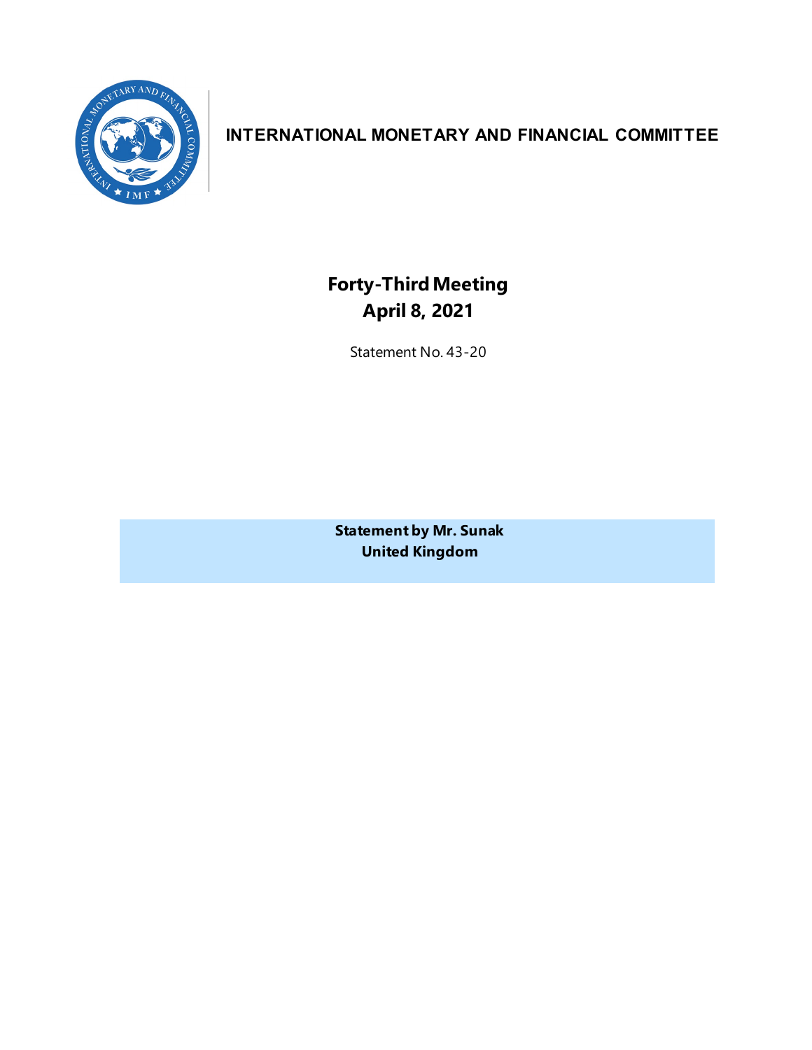# INTERNATIONAL MONETARY AND FINANCIAL COMMITTEE

## Forty-Third Meeting
## April 8, 2021

Statement No. 43-20

**Statement by Mr. Sunak**
**United Kingdom**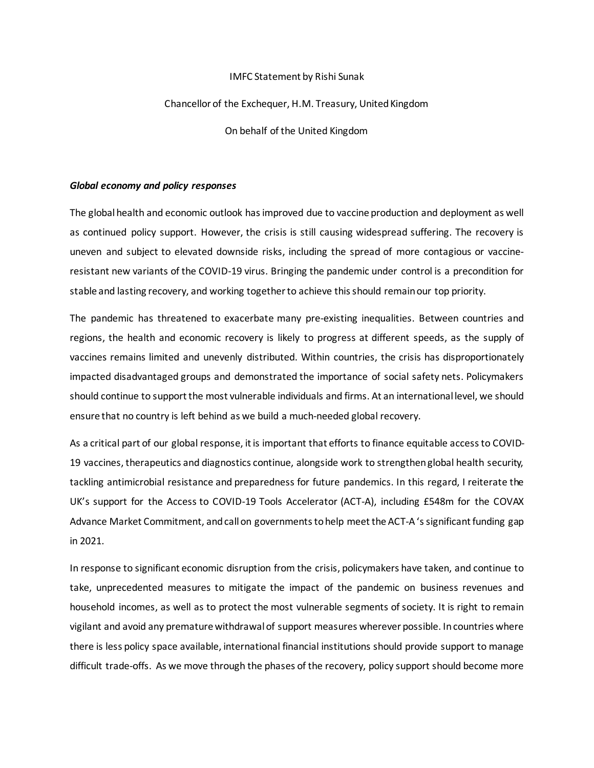IMFC Statement by Rishi Sunak

Chancellor of the Exchequer, H.M. Treasury, United Kingdom

On behalf of the United Kingdom

***Global economy and policy responses***

The global health and economic outlook has improved due to vaccine production and deployment as well as continued policy support. However, the crisis is still causing widespread suffering. The recovery is uneven and subject to elevated downside risks, including the spread of more contagious or vaccine-resistant new variants of the COVID-19 virus. Bringing the pandemic under control is a precondition for stable and lasting recovery, and working together to achieve this should remain our top priority.

The pandemic has threatened to exacerbate many pre-existing inequalities. Between countries and regions, the health and economic recovery is likely to progress at different speeds, as the supply of vaccines remains limited and unevenly distributed. Within countries, the crisis has disproportionately impacted disadvantaged groups and demonstrated the importance of social safety nets. Policymakers should continue to support the most vulnerable individuals and firms. At an international level, we should ensure that no country is left behind as we build a much-needed global recovery.

As a critical part of our global response, it is important that efforts to finance equitable access to COVID-19 vaccines, therapeutics and diagnostics continue, alongside work to strengthen global health security, tackling antimicrobial resistance and preparedness for future pandemics. In this regard, I reiterate the UK's support for the Access to COVID-19 Tools Accelerator (ACT-A), including £548m for the COVAX Advance Market Commitment, and call on governments to help meet the ACT-A 's significant funding gap in 2021.

In response to significant economic disruption from the crisis, policymakers have taken, and continue to take, unprecedented measures to mitigate the impact of the pandemic on business revenues and household incomes, as well as to protect the most vulnerable segments of society. It is right to remain vigilant and avoid any premature withdrawal of support measures wherever possible. In countries where there is less policy space available, international financial institutions should provide support to manage difficult trade-offs. As we move through the phases of the recovery, policy support should become more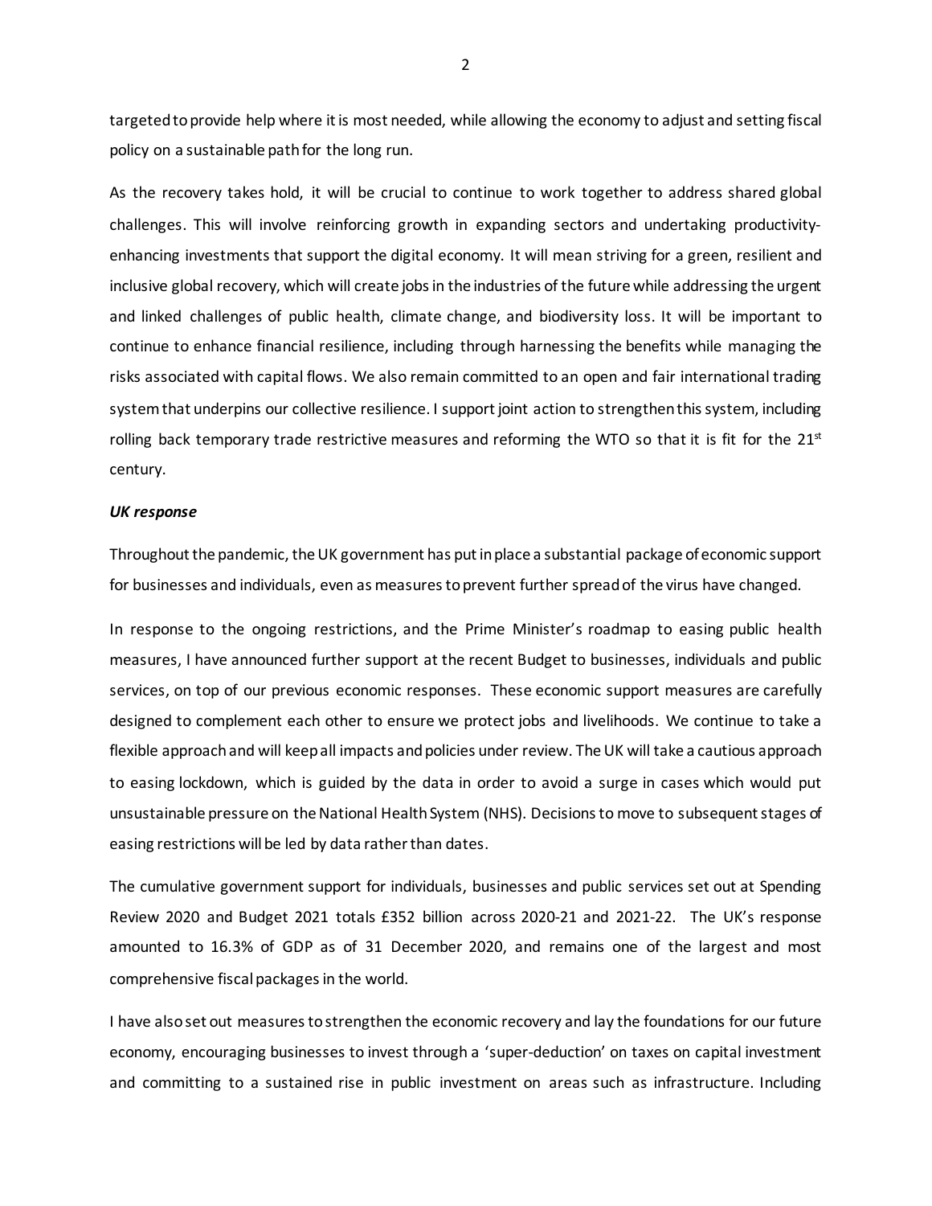targeted to provide help where it is most needed, while allowing the economy to adjust and setting fiscal policy on a sustainable path for the long run.

As the recovery takes hold, it will be crucial to continue to work together to address shared global challenges. This will involve reinforcing growth in expanding sectors and undertaking productivity-enhancing investments that support the digital economy. It will mean striving for a green, resilient and inclusive global recovery, which will create jobs in the industries of the future while addressing the urgent and linked challenges of public health, climate change, and biodiversity loss. It will be important to continue to enhance financial resilience, including through harnessing the benefits while managing the risks associated with capital flows. We also remain committed to an open and fair international trading system that underpins our collective resilience. I support joint action to strengthen this system, including rolling back temporary trade restrictive measures and reforming the WTO so that it is fit for the 21st century.

***UK response***

Throughout the pandemic, the UK government has put in place a substantial package of economic support for businesses and individuals, even as measures to prevent further spread of the virus have changed.

In response to the ongoing restrictions, and the Prime Minister's roadmap to easing public health measures, I have announced further support at the recent Budget to businesses, individuals and public services, on top of our previous economic responses. These economic support measures are carefully designed to complement each other to ensure we protect jobs and livelihoods. We continue to take a flexible approach and will keep all impacts and policies under review. The UK will take a cautious approach to easing lockdown, which is guided by the data in order to avoid a surge in cases which would put unsustainable pressure on the National Health System (NHS). Decisions to move to subsequent stages of easing restrictions will be led by data rather than dates.

The cumulative government support for individuals, businesses and public services set out at Spending Review 2020 and Budget 2021 totals £352 billion across 2020-21 and 2021-22. The UK's response amounted to 16.3% of GDP as of 31 December 2020, and remains one of the largest and most comprehensive fiscal packages in the world.

I have also set out measures to strengthen the economic recovery and lay the foundations for our future economy, encouraging businesses to invest through a 'super-deduction' on taxes on capital investment and committing to a sustained rise in public investment on areas such as infrastructure. Including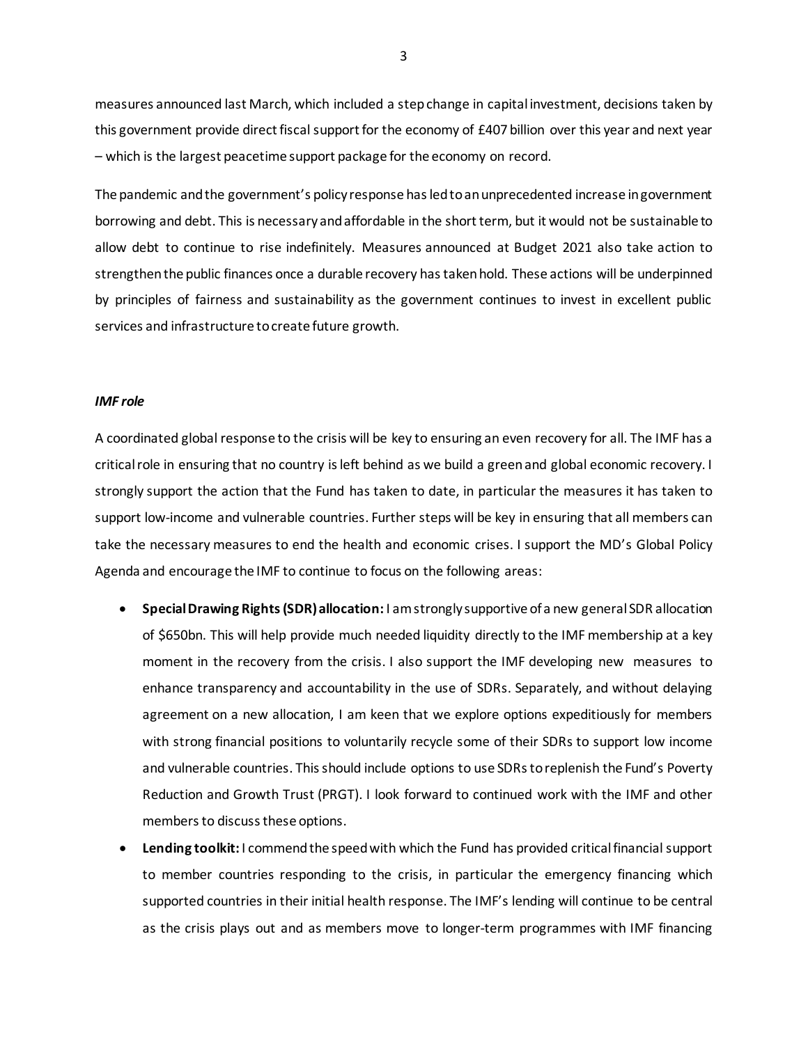measures announced last March, which included a step change in capital investment, decisions taken by this government provide direct fiscal support for the economy of £407 billion over this year and next year – which is the largest peacetime support package for the economy on record.

The pandemic and the government's policy response has led to an unprecedented increase in government borrowing and debt. This is necessary and affordable in the short term, but it would not be sustainable to allow debt to continue to rise indefinitely. Measures announced at Budget 2021 also take action to strengthen the public finances once a durable recovery has taken hold. These actions will be underpinned by principles of fairness and sustainability as the government continues to invest in excellent public services and infrastructure to create future growth.

***IMF role***

A coordinated global response to the crisis will be key to ensuring an even recovery for all. The IMF has a critical role in ensuring that no country is left behind as we build a green and global economic recovery. I strongly support the action that the Fund has taken to date, in particular the measures it has taken to support low-income and vulnerable countries. Further steps will be key in ensuring that all members can take the necessary measures to end the health and economic crises. I support the MD's Global Policy Agenda and encourage the IMF to continue to focus on the following areas:

- **Special Drawing Rights (SDR) allocation:** I am strongly supportive of a new general SDR allocation of $650bn. This will help provide much needed liquidity directly to the IMF membership at a key moment in the recovery from the crisis. I also support the IMF developing new measures to enhance transparency and accountability in the use of SDRs. Separately, and without delaying agreement on a new allocation, I am keen that we explore options expeditiously for members with strong financial positions to voluntarily recycle some of their SDRs to support low income and vulnerable countries. This should include options to use SDRs to replenish the Fund's Poverty Reduction and Growth Trust (PRGT). I look forward to continued work with the IMF and other members to discuss these options.
- **Lending toolkit:** I commend the speed with which the Fund has provided critical financial support to member countries responding to the crisis, in particular the emergency financing which supported countries in their initial health response. The IMF's lending will continue to be central as the crisis plays out and as members move to longer-term programmes with IMF financing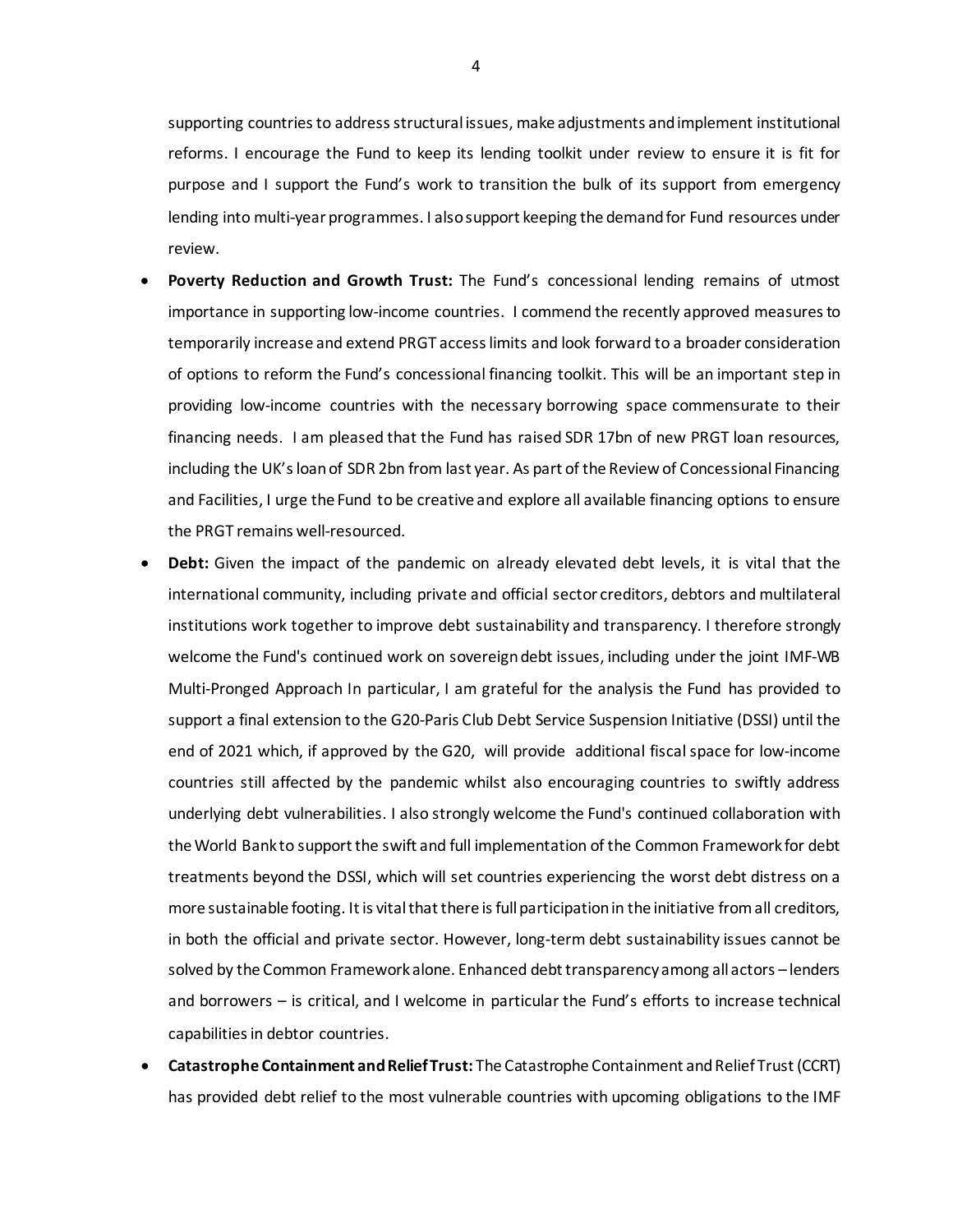supporting countries to address structural issues, make adjustments and implement institutional reforms. I encourage the Fund to keep its lending toolkit under review to ensure it is fit for purpose and I support the Fund's work to transition the bulk of its support from emergency lending into multi-year programmes. I also support keeping the demand for Fund resources under review.

- **Poverty Reduction and Growth Trust:** The Fund's concessional lending remains of utmost importance in supporting low-income countries. I commend the recently approved measures to temporarily increase and extend PRGT access limits and look forward to a broader consideration of options to reform the Fund's concessional financing toolkit. This will be an important step in providing low-income countries with the necessary borrowing space commensurate to their financing needs. I am pleased that the Fund has raised SDR 17bn of new PRGT loan resources, including the UK's loan of SDR 2bn from last year. As part of the Review of Concessional Financing and Facilities, I urge the Fund to be creative and explore all available financing options to ensure the PRGT remains well-resourced.
- **Debt:** Given the impact of the pandemic on already elevated debt levels, it is vital that the international community, including private and official sector creditors, debtors and multilateral institutions work together to improve debt sustainability and transparency. I therefore strongly welcome the Fund's continued work on sovereign debt issues, including under the joint IMF-WB Multi-Pronged Approach In particular, I am grateful for the analysis the Fund has provided to support a final extension to the G20-Paris Club Debt Service Suspension Initiative (DSSI) until the end of 2021 which, if approved by the G20, will provide additional fiscal space for low-income countries still affected by the pandemic whilst also encouraging countries to swiftly address underlying debt vulnerabilities. I also strongly welcome the Fund's continued collaboration with the World Bank to support the swift and full implementation of the Common Framework for debt treatments beyond the DSSI, which will set countries experiencing the worst debt distress on a more sustainable footing. It is vital that there is full participation in the initiative from all creditors, in both the official and private sector. However, long-term debt sustainability issues cannot be solved by the Common Framework alone. Enhanced debt transparency among all actors – lenders and borrowers – is critical, and I welcome in particular the Fund's efforts to increase technical capabilities in debtor countries.
- **Catastrophe Containment and Relief Trust:** The Catastrophe Containment and Relief Trust (CCRT) has provided debt relief to the most vulnerable countries with upcoming obligations to the IMF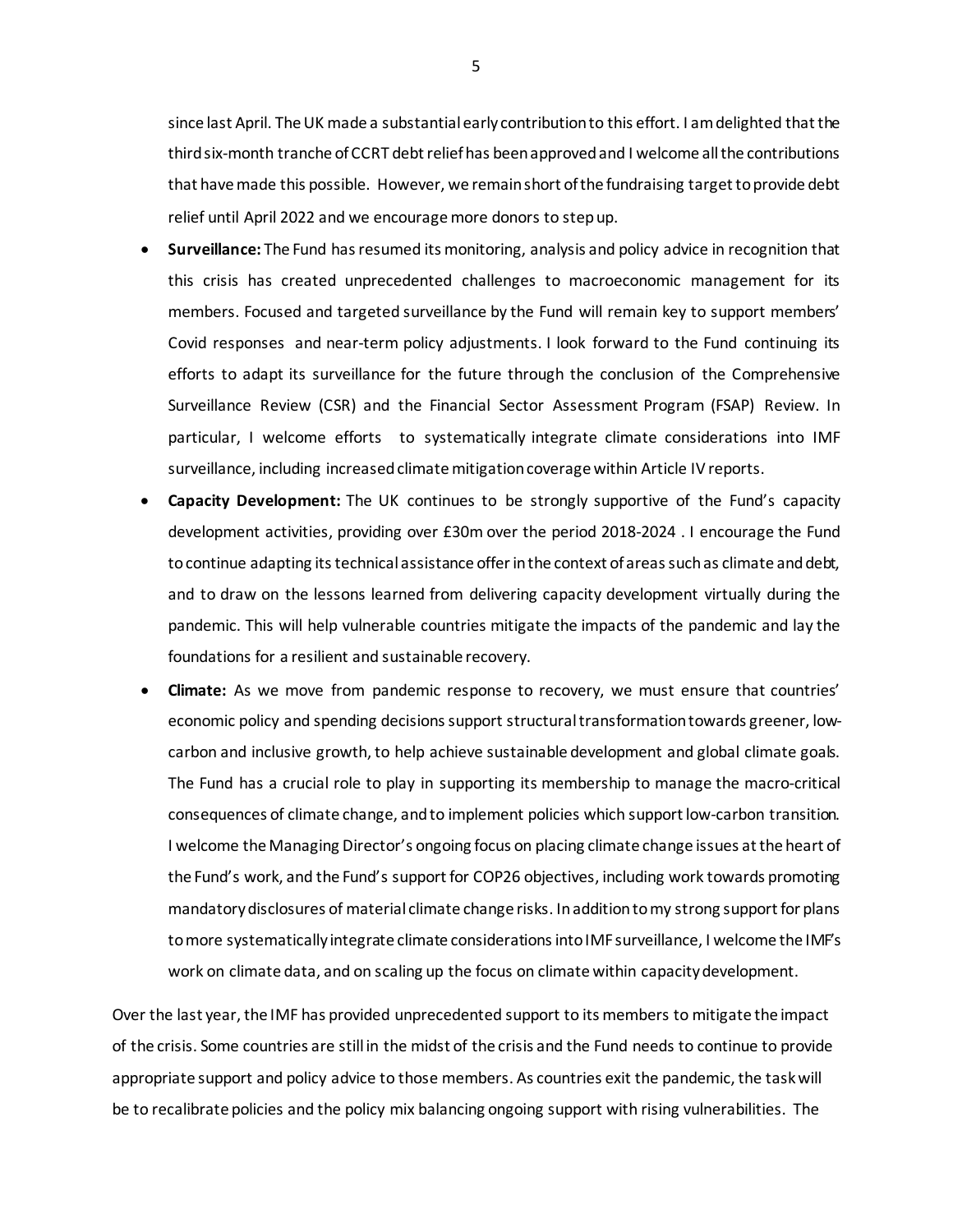since last April. The UK made a substantial early contribution to this effort. I am delighted that the third six-month tranche of CCRT debt relief has been approved and I welcome all the contributions that have made this possible. However, we remain short of the fundraising target to provide debt relief until April 2022 and we encourage more donors to step up.

- **Surveillance:** The Fund has resumed its monitoring, analysis and policy advice in recognition that this crisis has created unprecedented challenges to macroeconomic management for its members. Focused and targeted surveillance by the Fund will remain key to support members' Covid responses and near-term policy adjustments. I look forward to the Fund continuing its efforts to adapt its surveillance for the future through the conclusion of the Comprehensive Surveillance Review (CSR) and the Financial Sector Assessment Program (FSAP) Review. In particular, I welcome efforts to systematically integrate climate considerations into IMF surveillance, including increased climate mitigation coverage within Article IV reports.
- **Capacity Development:** The UK continues to be strongly supportive of the Fund's capacity development activities, providing over £30m over the period 2018-2024 . I encourage the Fund to continue adapting its technical assistance offer in the context of areas such as climate and debt, and to draw on the lessons learned from delivering capacity development virtually during the pandemic. This will help vulnerable countries mitigate the impacts of the pandemic and lay the foundations for a resilient and sustainable recovery.
- **Climate:** As we move from pandemic response to recovery, we must ensure that countries' economic policy and spending decisions support structural transformation towards greener, low-carbon and inclusive growth, to help achieve sustainable development and global climate goals. The Fund has a crucial role to play in supporting its membership to manage the macro-critical consequences of climate change, and to implement policies which support low-carbon transition. I welcome the Managing Director's ongoing focus on placing climate change issues at the heart of the Fund's work, and the Fund's support for COP26 objectives, including work towards promoting mandatory disclosures of material climate change risks. In addition to my strong support for plans to more systematically integrate climate considerations into IMF surveillance, I welcome the IMF's work on climate data, and on scaling up the focus on climate within capacity development.

Over the last year, the IMF has provided unprecedented support to its members to mitigate the impact of the crisis. Some countries are still in the midst of the crisis and the Fund needs to continue to provide appropriate support and policy advice to those members. As countries exit the pandemic, the task will be to recalibrate policies and the policy mix balancing ongoing support with rising vulnerabilities. The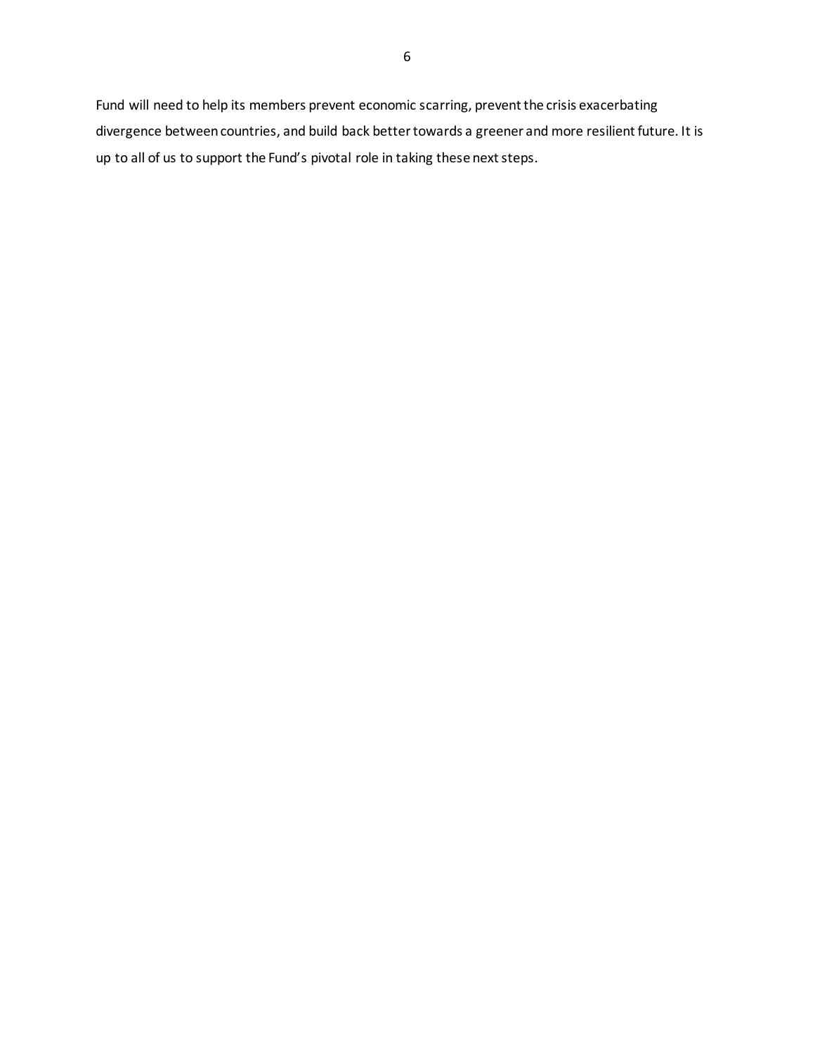Fund will need to help its members prevent economic scarring, prevent the crisis exacerbating divergence between countries, and build back better towards a greener and more resilient future. It is up to all of us to support the Fund's pivotal role in taking these next steps.